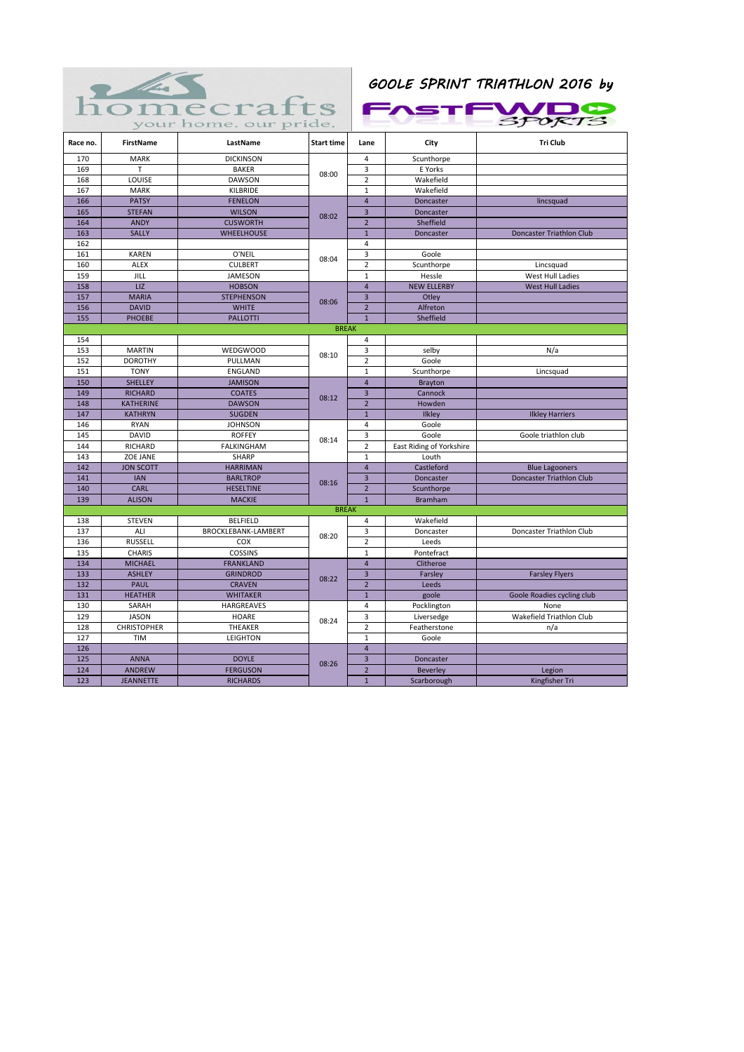# GOOLE SPRINT TRIATHLON 2016 by

homecrafts your home. our pride. — FASTFWD SPORTS

| Race no. | FirstName | LastName | Start time | Lane | City | Tri Club |
|---|---|---|---|---|---|---|
| 170 | MARK | DICKINSON | 08:00 | 4 | Scunthorpe | |
| 169 | T | BAKER | | 3 | E Yorks | |
| 168 | LOUISE | DAWSON | | 2 | Wakefield | |
| 167 | MARK | KILBRIDE | | 1 | Wakefield | |
| 166 | PATSY | FENELON | 08:02 | 4 | Doncaster | lincsquad |
| 165 | STEFAN | WILSON | | 3 | Doncaster | |
| 164 | ANDY | CUSWORTH | | 2 | Sheffield | |
| 163 | SALLY | WHEELHOUSE | | 1 | Doncaster | Doncaster Triathlon Club |
| 162 | | | 08:04 | 4 | | |
| 161 | KAREN | O'NEIL | | 3 | Goole | |
| 160 | ALEX | CULBERT | | 2 | Scunthorpe | Lincsquad |
| 159 | JILL | JAMESON | | 1 | Hessle | West Hull Ladies |
| 158 | LIZ | HOBSON | 08:06 | 4 | NEW ELLERBY | West Hull Ladies |
| 157 | MARIA | STEPHENSON | | 3 | Otley | |
| 156 | DAVID | WHITE | | 2 | Alfreton | |
| 155 | PHOEBE | PALLOTTI | | 1 | Sheffield | |
| | | | BREAK | | | |
| 154 | | | 08:10 | 4 | | |
| 153 | MARTIN | WEDGWOOD | | 3 | selby | N/a |
| 152 | DOROTHY | PULLMAN | | 2 | Goole | |
| 151 | TONY | ENGLAND | | 1 | Scunthorpe | Lincsquad |
| 150 | SHELLEY | JAMISON | 08:12 | 4 | Brayton | |
| 149 | RICHARD | COATES | | 3 | Cannock | |
| 148 | KATHERINE | DAWSON | | 2 | Howden | |
| 147 | KATHRYN | SUGDEN | | 1 | Ilkley | Ilkley Harriers |
| 146 | RYAN | JOHNSON | 08:14 | 4 | Goole | |
| 145 | DAVID | ROFFEY | | 3 | Goole | Goole triathlon club |
| 144 | RICHARD | FALKINGHAM | | 2 | East Riding of Yorkshire | |
| 143 | ZOE JANE | SHARP | | 1 | Louth | |
| 142 | JON SCOTT | HARRIMAN | 08:16 | 4 | Castleford | Blue Lagooners |
| 141 | IAN | BARLTROP | | 3 | Doncaster | Doncaster Triathlon Club |
| 140 | CARL | HESELTINE | | 2 | Scunthorpe | |
| 139 | ALISON | MACKIE | | 1 | Bramham | |
| | | | BREAK | | | |
| 138 | STEVEN | BELFIELD | 08:20 | 4 | Wakefield | |
| 137 | ALI | BROCKLEBANK-LAMBERT | | 3 | Doncaster | Doncaster Triathlon Club |
| 136 | RUSSELL | COX | | 2 | Leeds | |
| 135 | CHARIS | COSSINS | | 1 | Pontefract | |
| 134 | MICHAEL | FRANKLAND | 08:22 | 4 | Clitheroe | |
| 133 | ASHLEY | GRINDROD | | 3 | Farsley | Farsley Flyers |
| 132 | PAUL | CRAVEN | | 2 | Leeds | |
| 131 | HEATHER | WHITAKER | | 1 | goole | Goole Roadies cycling club |
| 130 | SARAH | HARGREAVES | 08:24 | 4 | Pocklington | None |
| 129 | JASON | HOARE | | 3 | Liversedge | Wakefield Triathlon Club |
| 128 | CHRISTOPHER | THEAKER | | 2 | Featherstone | n/a |
| 127 | TIM | LEIGHTON | | 1 | Goole | |
| 126 | | | 08:26 | 4 | | |
| 125 | ANNA | DOYLE | | 3 | Doncaster | |
| 124 | ANDREW | FERGUSON | | 2 | Beverley | Legion |
| 123 | JEANNETTE | RICHARDS | | 1 | Scarborough | Kingfisher Tri |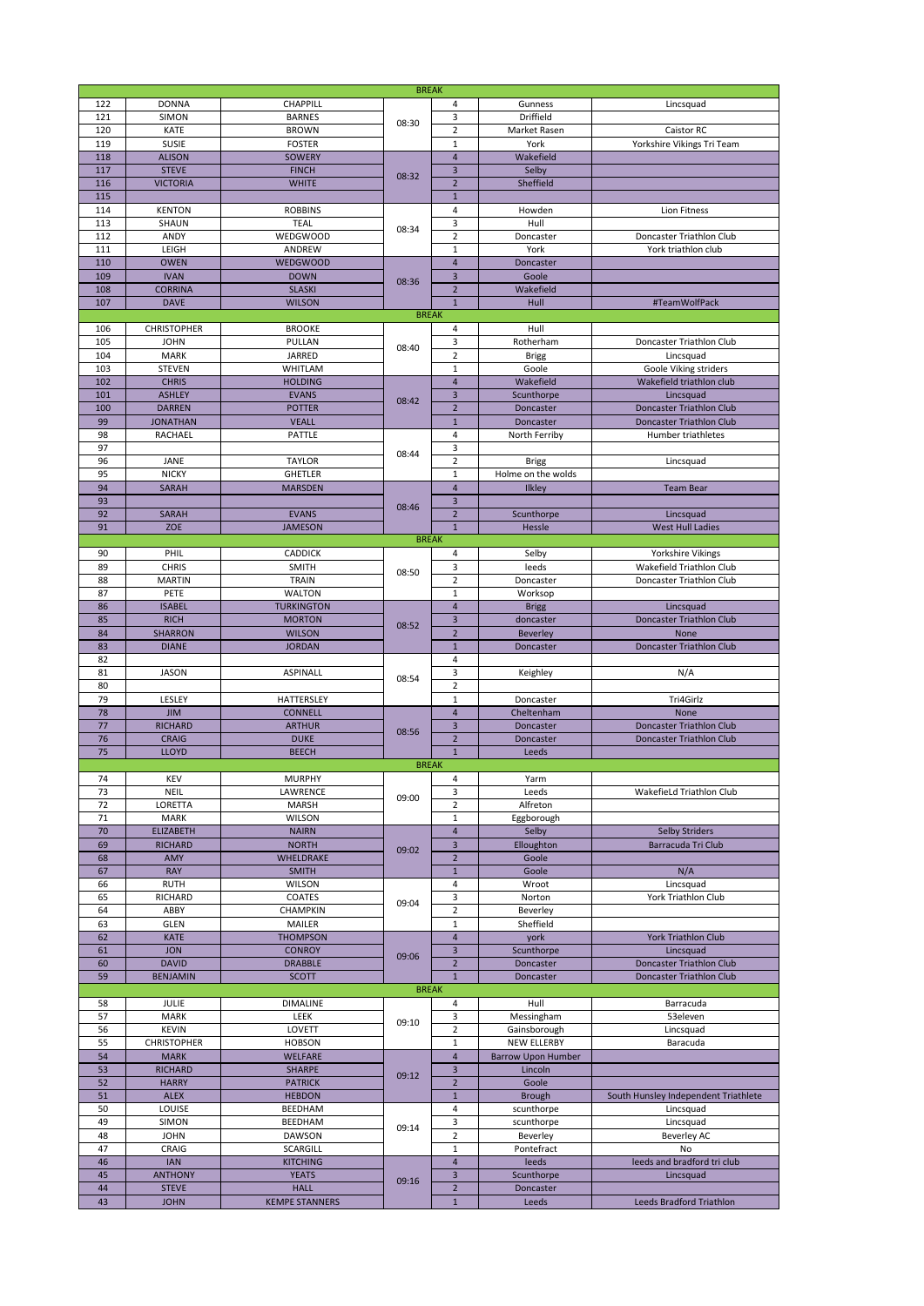| | | | BREAK | | | |
|---|---|---|---|---|---|---|
| 122 | DONNA | CHAPPILL | 08:30 | 4 | Gunness | Lincsquad |
| 121 | SIMON | BARNES | | 3 | Driffield | |
| 120 | KATE | BROWN | | 2 | Market Rasen | Caistor RC |
| 119 | SUSIE | FOSTER | | 1 | York | Yorkshire Vikings Tri Team |
| 118 | ALISON | SOWERY | 08:32 | 4 | Wakefield | |
| 117 | STEVE | FINCH | | 3 | Selby | |
| 116 | VICTORIA | WHITE | | 2 | Sheffield | |
| 115 | | | | 1 | | |
| 114 | KENTON | ROBBINS | 08:34 | 4 | Howden | Lion Fitness |
| 113 | SHAUN | TEAL | | 3 | Hull | |
| 112 | ANDY | WEDGWOOD | | 2 | Doncaster | Doncaster Triathlon Club |
| 111 | LEIGH | ANDREW | | 1 | York | York triathlon club |
| 110 | OWEN | WEDGWOOD | 08:36 | 4 | Doncaster | |
| 109 | IVAN | DOWN | | 3 | Goole | |
| 108 | CORRINA | SLASKI | | 2 | Wakefield | |
| 107 | DAVE | WILSON | | 1 | Hull | #TeamWolfPack |
| | | | BREAK | | | |
| 106 | CHRISTOPHER | BROOKE | 08:40 | 4 | Hull | |
| 105 | JOHN | PULLAN | | 3 | Rotherham | Doncaster Triathlon Club |
| 104 | MARK | JARRED | | 2 | Brigg | Lincsquad |
| 103 | STEVEN | WHITLAM | | 1 | Goole | Goole Viking striders |
| 102 | CHRIS | HOLDING | 08:42 | 4 | Wakefield | Wakefield triathlon club |
| 101 | ASHLEY | EVANS | | 3 | Scunthorpe | Lincsquad |
| 100 | DARREN | POTTER | | 2 | Doncaster | Doncaster Triathlon Club |
| 99 | JONATHAN | VEALL | | 1 | Doncaster | Doncaster Triathlon Club |
| 98 | RACHAEL | PATTLE | 08:44 | 4 | North Ferriby | Humber triathletes |
| 97 | | | | 3 | | |
| 96 | JANE | TAYLOR | | 2 | Brigg | Lincsquad |
| 95 | NICKY | GHETLER | | 1 | Holme on the wolds | |
| 94 | SARAH | MARSDEN | 08:46 | 4 | Ilkley | Team Bear |
| 93 | | | | 3 | | |
| 92 | SARAH | EVANS | | 2 | Scunthorpe | Lincsquad |
| 91 | ZOE | JAMESON | | 1 | Hessle | West Hull Ladies |
| | | | BREAK | | | |
| 90 | PHIL | CADDICK | 08:50 | 4 | Selby | Yorkshire Vikings |
| 89 | CHRIS | SMITH | | 3 | leeds | Wakefield Triathlon Club |
| 88 | MARTIN | TRAIN | | 2 | Doncaster | Doncaster Triathlon Club |
| 87 | PETE | WALTON | | 1 | Worksop | |
| 86 | ISABEL | TURKINGTON | 08:52 | 4 | Brigg | Lincsquad |
| 85 | RICH | MORTON | | 3 | doncaster | Doncaster Triathlon Club |
| 84 | SHARRON | WILSON | | 2 | Beverley | None |
| 83 | DIANE | JORDAN | | 1 | Doncaster | Doncaster Triathlon Club |
| 82 | | | 08:54 | 4 | | |
| 81 | JASON | ASPINALL | | 3 | Keighley | N/A |
| 80 | | | | 2 | | |
| 79 | LESLEY | HATTERSLEY | | 1 | Doncaster | Tri4Girlz |
| 78 | JIM | CONNELL | 08:56 | 4 | Cheltenham | None |
| 77 | RICHARD | ARTHUR | | 3 | Doncaster | Doncaster Triathlon Club |
| 76 | CRAIG | DUKE | | 2 | Doncaster | Doncaster Triathlon Club |
| 75 | LLOYD | BEECH | | 1 | Leeds | |
| | | | BREAK | | | |
| 74 | KEV | MURPHY | 09:00 | 4 | Yarm | |
| 73 | NEIL | LAWRENCE | | 3 | Leeds | WakefieLd Triathlon Club |
| 72 | LORETTA | MARSH | | 2 | Alfreton | |
| 71 | MARK | WILSON | | 1 | Eggborough | |
| 70 | ELIZABETH | NAIRN | 09:02 | 4 | Selby | Selby Striders |
| 69 | RICHARD | NORTH | | 3 | Elloughton | Barracuda Tri Club |
| 68 | AMY | WHELDRAKE | | 2 | Goole | |
| 67 | RAY | SMITH | | 1 | Goole | N/A |
| 66 | RUTH | WILSON | 09:04 | 4 | Wroot | Lincsquad |
| 65 | RICHARD | COATES | | 3 | Norton | York Triathlon Club |
| 64 | ABBY | CHAMPKIN | | 2 | Beverley | |
| 63 | GLEN | MAILER | | 1 | Sheffield | |
| 62 | KATE | THOMPSON | 09:06 | 4 | york | York Triathlon Club |
| 61 | JON | CONROY | | 3 | Scunthorpe | Lincsquad |
| 60 | DAVID | DRABBLE | | 2 | Doncaster | Doncaster Triathlon Club |
| 59 | BENJAMIN | SCOTT | | 1 | Doncaster | Doncaster Triathlon Club |
| | | | BREAK | | | |
| 58 | JULIE | DIMALINE | 09:10 | 4 | Hull | Barracuda |
| 57 | MARK | LEEK | | 3 | Messingham | 53eleven |
| 56 | KEVIN | LOVETT | | 2 | Gainsborough | Lincsquad |
| 55 | CHRISTOPHER | HOBSON | | 1 | NEW ELLERBY | Baracuda |
| 54 | MARK | WELFARE | 09:12 | 4 | Barrow Upon Humber | |
| 53 | RICHARD | SHARPE | | 3 | Lincoln | |
| 52 | HARRY | PATRICK | | 2 | Goole | |
| 51 | ALEX | HEBDON | | 1 | Brough | South Hunsley Independent Triathlete |
| 50 | LOUISE | BEEDHAM | 09:14 | 4 | scunthorpe | Lincsquad |
| 49 | SIMON | BEEDHAM | | 3 | scunthorpe | Lincsquad |
| 48 | JOHN | DAWSON | | 2 | Beverley | Beverley AC |
| 47 | CRAIG | SCARGILL | | 1 | Pontefract | No |
| 46 | IAN | KITCHING | 09:16 | 4 | leeds | leeds and bradford tri club |
| 45 | ANTHONY | YEATS | | 3 | Scunthorpe | Lincsquad |
| 44 | STEVE | HALL | | 2 | Doncaster | |
| 43 | JOHN | KEMPE STANNERS | | 1 | Leeds | Leeds Bradford Triathlon |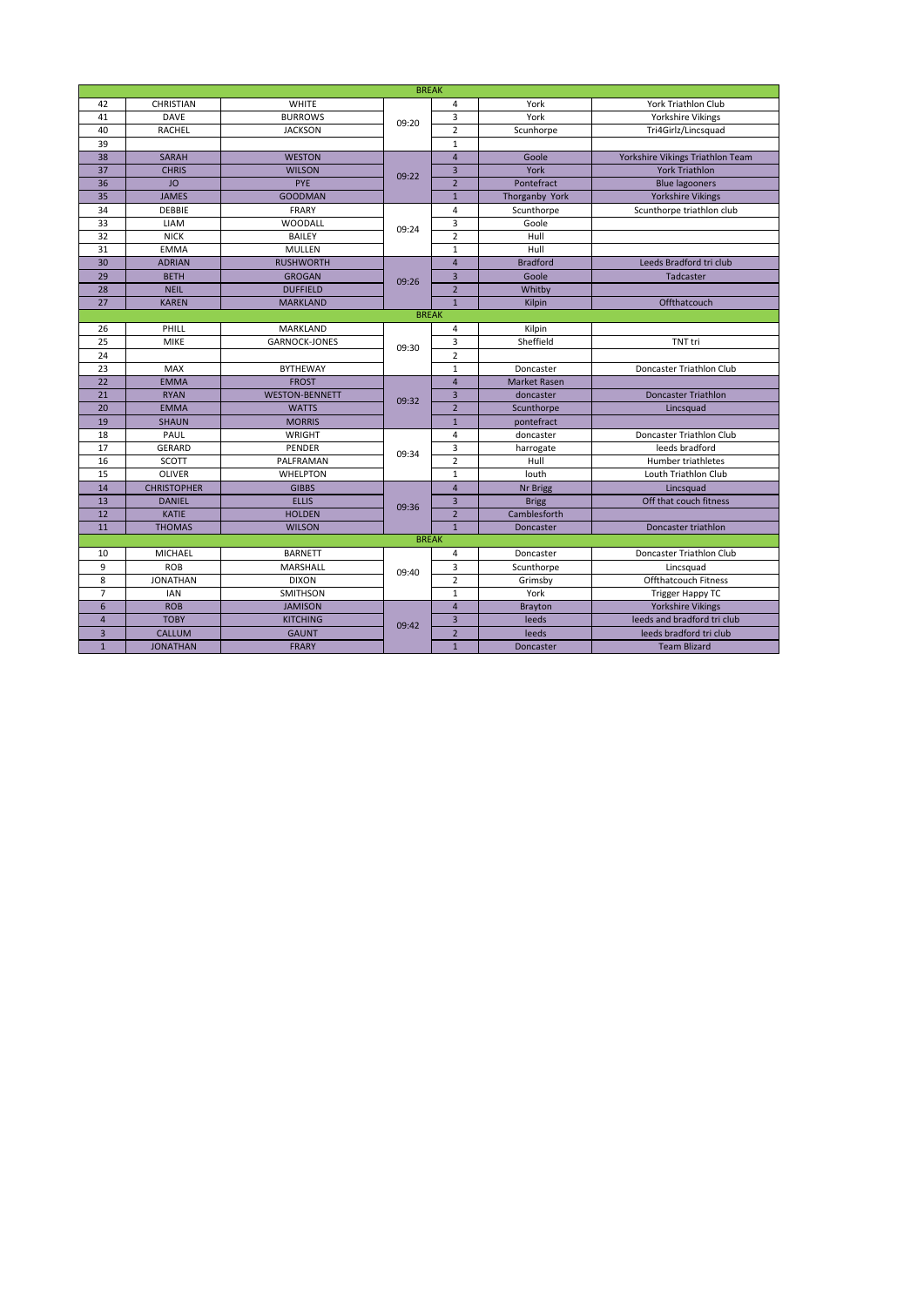| | | | | | | |
|---|---|---|---|---|---|---|
| | | | BREAK | | | |
| 42 | CHRISTIAN | WHITE | 09:20 | 4 | York | York Triathlon Club |
| 41 | DAVE | BURROWS | | 3 | York | Yorkshire Vikings |
| 40 | RACHEL | JACKSON | | 2 | Scunhorpe | Tri4Girlz/Lincsquad |
| 39 | | | | 1 | | |
| 38 | SARAH | WESTON | 09:22 | 4 | Goole | Yorkshire Vikings Triathlon Team |
| 37 | CHRIS | WILSON | | 3 | York | York Triathlon |
| 36 | JO | PYE | | 2 | Pontefract | Blue lagooners |
| 35 | JAMES | GOODMAN | | 1 | Thorganby York | Yorkshire Vikings |
| 34 | DEBBIE | FRARY | 09:24 | 4 | Scunthorpe | Scunthorpe triathlon club |
| 33 | LIAM | WOODALL | | 3 | Goole | |
| 32 | NICK | BAILEY | | 2 | Hull | |
| 31 | EMMA | MULLEN | | 1 | Hull | |
| 30 | ADRIAN | RUSHWORTH | 09:26 | 4 | Bradford | Leeds Bradford tri club |
| 29 | BETH | GROGAN | | 3 | Goole | Tadcaster |
| 28 | NEIL | DUFFIELD | | 2 | Whitby | |
| 27 | KAREN | MARKLAND | | 1 | Kilpin | Offthatcouch |
| | | | BREAK | | | |
| 26 | PHILL | MARKLAND | 09:30 | 4 | Kilpin | |
| 25 | MIKE | GARNOCK-JONES | | 3 | Sheffield | TNT tri |
| 24 | | | | 2 | | |
| 23 | MAX | BYTHEWAY | | 1 | Doncaster | Doncaster Triathlon Club |
| 22 | EMMA | FROST | 09:32 | 4 | Market Rasen | |
| 21 | RYAN | WESTON-BENNETT | | 3 | doncaster | Doncaster Triathlon |
| 20 | EMMA | WATTS | | 2 | Scunthorpe | Lincsquad |
| 19 | SHAUN | MORRIS | | 1 | pontefract | |
| 18 | PAUL | WRIGHT | 09:34 | 4 | doncaster | Doncaster Triathlon Club |
| 17 | GERARD | PENDER | | 3 | harrogate | leeds bradford |
| 16 | SCOTT | PALFRAMAN | | 2 | Hull | Humber triathletes |
| 15 | OLIVER | WHELPTON | | 1 | louth | Louth Triathlon Club |
| 14 | CHRISTOPHER | GIBBS | 09:36 | 4 | Nr Brigg | Lincsquad |
| 13 | DANIEL | ELLIS | | 3 | Brigg | Off that couch fitness |
| 12 | KATIE | HOLDEN | | 2 | Camblesforth | |
| 11 | THOMAS | WILSON | | 1 | Doncaster | Doncaster triathlon |
| | | | BREAK | | | |
| 10 | MICHAEL | BARNETT | 09:40 | 4 | Doncaster | Doncaster Triathlon Club |
| 9 | ROB | MARSHALL | | 3 | Scunthorpe | Lincsquad |
| 8 | JONATHAN | DIXON | | 2 | Grimsby | Offthatcouch Fitness |
| 7 | IAN | SMITHSON | | 1 | York | Trigger Happy TC |
| 6 | ROB | JAMISON | 09:42 | 4 | Brayton | Yorkshire Vikings |
| 4 | TOBY | KITCHING | | 3 | leeds | leeds and bradford tri club |
| 3 | CALLUM | GAUNT | | 2 | leeds | leeds bradford tri club |
| 1 | JONATHAN | FRARY | | 1 | Doncaster | Team Blizard |